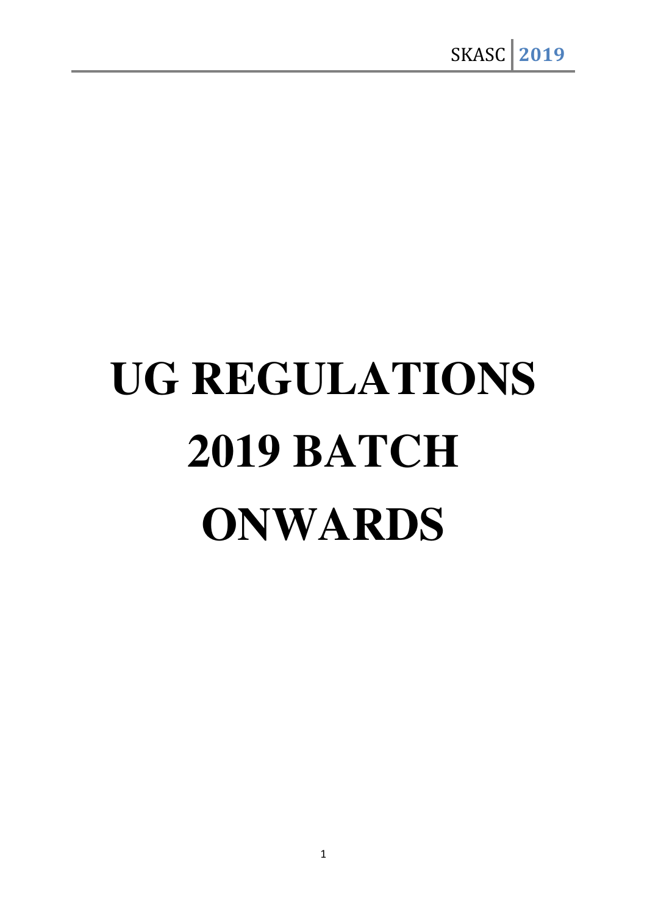# UG REGULATIONS 2019 BATCH ONWARDS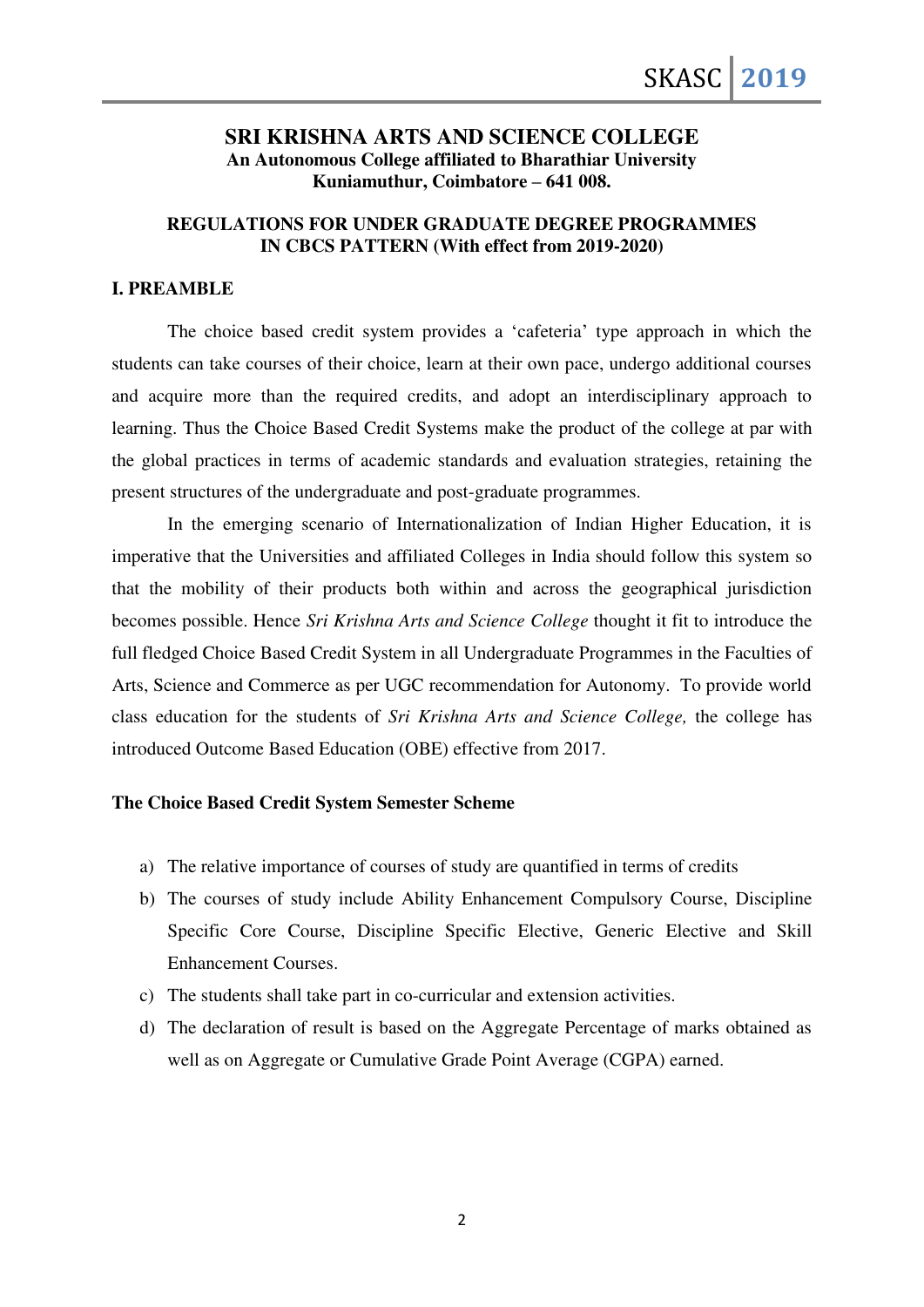## SRI KRISHNA ARTS AND SCIENCE COLLEGE

**An Autonomous College affiliated to Bharathiar University**
**Kuniamuthur, Coimbatore – 641 008.**

### REGULATIONS FOR UNDER GRADUATE DEGREE PROGRAMMES IN CBCS PATTERN (With effect from 2019-2020)

### I. PREAMBLE

The choice based credit system provides a 'cafeteria' type approach in which the students can take courses of their choice, learn at their own pace, undergo additional courses and acquire more than the required credits, and adopt an interdisciplinary approach to learning. Thus the Choice Based Credit Systems make the product of the college at par with the global practices in terms of academic standards and evaluation strategies, retaining the present structures of the undergraduate and post-graduate programmes.

In the emerging scenario of Internationalization of Indian Higher Education, it is imperative that the Universities and affiliated Colleges in India should follow this system so that the mobility of their products both within and across the geographical jurisdiction becomes possible. Hence *Sri Krishna Arts and Science College* thought it fit to introduce the full fledged Choice Based Credit System in all Undergraduate Programmes in the Faculties of Arts, Science and Commerce as per UGC recommendation for Autonomy. To provide world class education for the students of *Sri Krishna Arts and Science College,* the college has introduced Outcome Based Education (OBE) effective from 2017.

**The Choice Based Credit System Semester Scheme**

a) The relative importance of courses of study are quantified in terms of credits
b) The courses of study include Ability Enhancement Compulsory Course, Discipline Specific Core Course, Discipline Specific Elective, Generic Elective and Skill Enhancement Courses.
c) The students shall take part in co-curricular and extension activities.
d) The declaration of result is based on the Aggregate Percentage of marks obtained as well as on Aggregate or Cumulative Grade Point Average (CGPA) earned.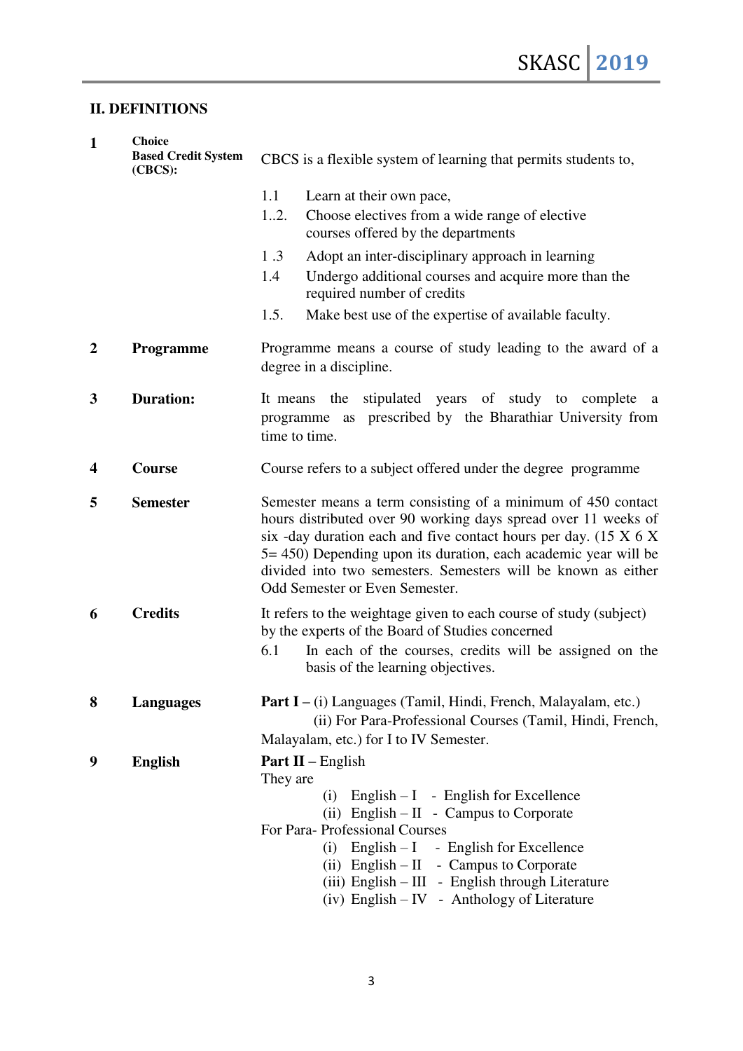## II. DEFINITIONS

**1 Choice Based Credit System (CBCS):**

CBCS is a flexible system of learning that permits students to,

- 1.1 Learn at their own pace,
- 1..2. Choose electives from a wide range of elective courses offered by the departments
- 1 .3 Adopt an inter-disciplinary approach in learning
- 1.4 Undergo additional courses and acquire more than the required number of credits
- 1.5. Make best use of the expertise of available faculty.

**2 Programme**

Programme means a course of study leading to the award of a degree in a discipline.

**3 Duration:**

It means the stipulated years of study to complete a programme as prescribed by the Bharathiar University from time to time.

**4 Course**

Course refers to a subject offered under the degree programme

**5 Semester**

Semester means a term consisting of a minimum of 450 contact hours distributed over 90 working days spread over 11 weeks of six -day duration each and five contact hours per day. (15 X 6 X 5= 450) Depending upon its duration, each academic year will be divided into two semesters. Semesters will be known as either Odd Semester or Even Semester.

**6 Credits**

It refers to the weightage given to each course of study (subject) by the experts of the Board of Studies concerned

- 6.1 In each of the courses, credits will be assigned on the basis of the learning objectives.

**8 Languages**

**Part I** – (i) Languages (Tamil, Hindi, French, Malayalam, etc.)
(ii) For Para-Professional Courses (Tamil, Hindi, French, Malayalam, etc.) for I to IV Semester.

**9 English**

**Part II** – English
They are

- (i) English – I - English for Excellence
- (ii) English – II - Campus to Corporate

For Para- Professional Courses

- (i) English – I - English for Excellence
- (ii) English – II - Campus to Corporate
- (iii) English – III - English through Literature
- (iv) English – IV - Anthology of Literature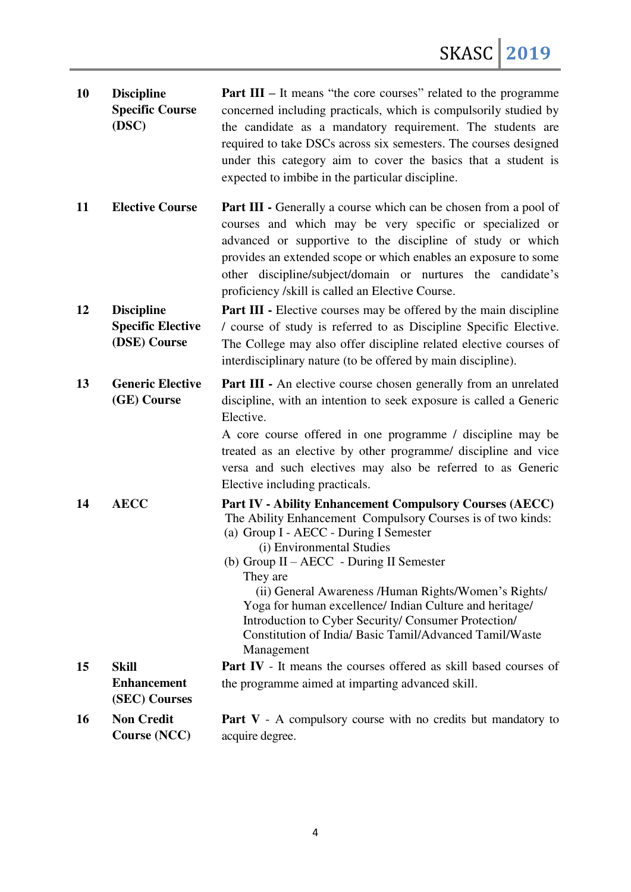| | | |
|---|---|---|
| 10 | **Discipline Specific Course (DSC)** | **Part III** – It means "the core courses" related to the programme concerned including practicals, which is compulsorily studied by the candidate as a mandatory requirement. The students are required to take DSCs across six semesters. The courses designed under this category aim to cover the basics that a student is expected to imbibe in the particular discipline. |
| 11 | **Elective Course** | **Part III -** Generally a course which can be chosen from a pool of courses and which may be very specific or specialized or advanced or supportive to the discipline of study or which provides an extended scope or which enables an exposure to some other discipline/subject/domain or nurtures the candidate's proficiency /skill is called an Elective Course. |
| 12 | **Discipline Specific Elective (DSE) Course** | **Part III -** Elective courses may be offered by the main discipline / course of study is referred to as Discipline Specific Elective. The College may also offer discipline related elective courses of interdisciplinary nature (to be offered by main discipline). |
| 13 | **Generic Elective (GE) Course** | **Part III -** An elective course chosen generally from an unrelated discipline, with an intention to seek exposure is called a Generic Elective.<br>A core course offered in one programme / discipline may be treated as an elective by other programme/ discipline and vice versa and such electives may also be referred to as Generic Elective including practicals. |
| 14 | **AECC** | **Part IV - Ability Enhancement Compulsory Courses (AECC)**<br>The Ability Enhancement Compulsory Courses is of two kinds:<br>(a) Group I - AECC - During I Semester<br>(i) Environmental Studies<br>(b) Group II – AECC - During II Semester<br>They are<br>(ii) General Awareness /Human Rights/Women's Rights/ Yoga for human excellence/ Indian Culture and heritage/ Introduction to Cyber Security/ Consumer Protection/ Constitution of India/ Basic Tamil/Advanced Tamil/Waste Management |
| 15 | **Skill Enhancement (SEC) Courses** | **Part IV** - It means the courses offered as skill based courses of the programme aimed at imparting advanced skill. |
| 16 | **Non Credit Course (NCC)** | **Part V** - A compulsory course with no credits but mandatory to acquire degree. |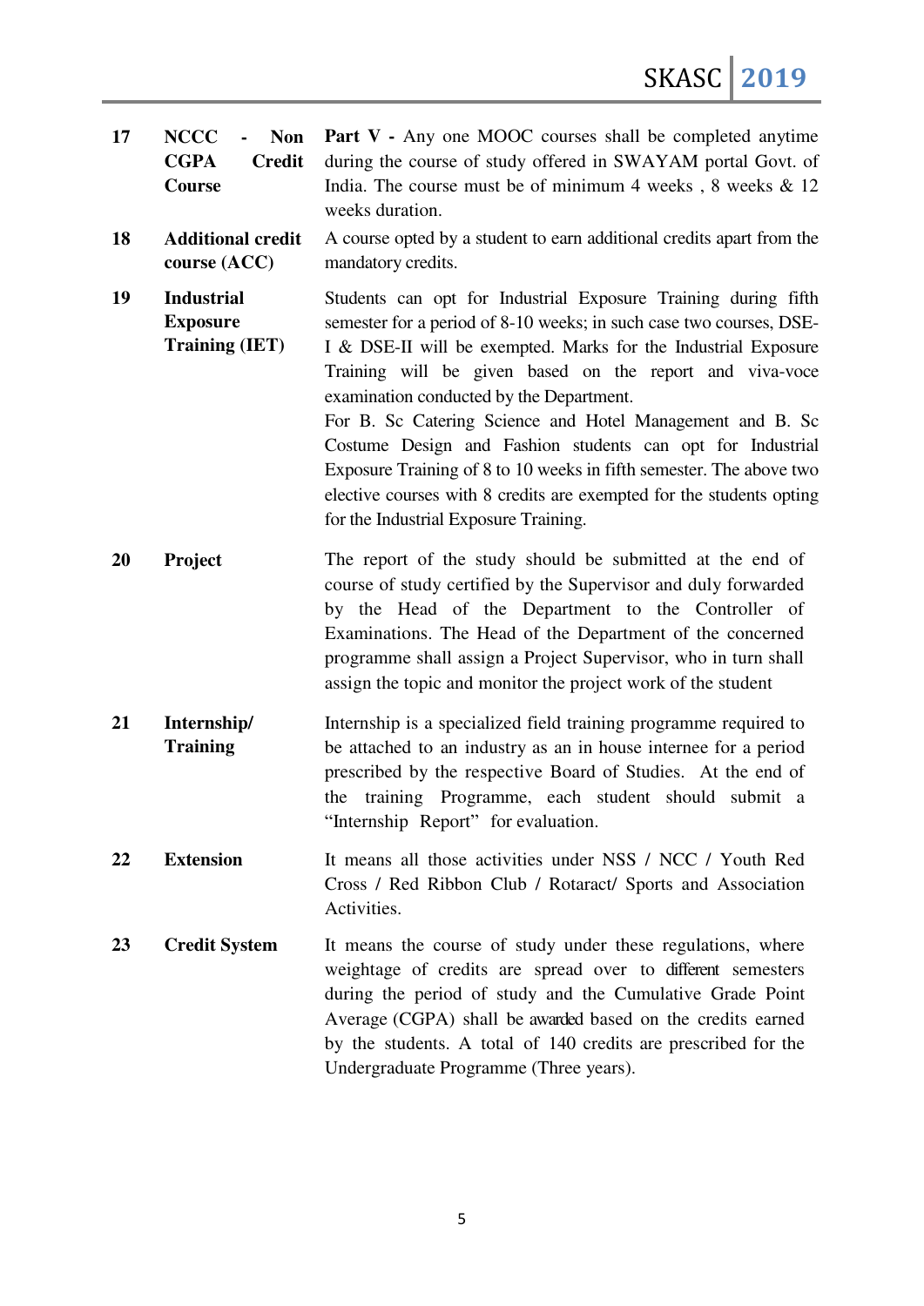| | | |
|---|---|---|
| 17 | **NCCC - Non CGPA Credit Course** | **Part V -** Any one MOOC courses shall be completed anytime during the course of study offered in SWAYAM portal Govt. of India. The course must be of minimum 4 weeks , 8 weeks & 12 weeks duration. |
| 18 | **Additional credit course (ACC)** | A course opted by a student to earn additional credits apart from the mandatory credits. |
| 19 | **Industrial Exposure Training (IET)** | Students can opt for Industrial Exposure Training during fifth semester for a period of 8-10 weeks; in such case two courses, DSE-I & DSE-II will be exempted. Marks for the Industrial Exposure Training will be given based on the report and viva-voce examination conducted by the Department.<br>For B. Sc Catering Science and Hotel Management and B. Sc Costume Design and Fashion students can opt for Industrial Exposure Training of 8 to 10 weeks in fifth semester. The above two elective courses with 8 credits are exempted for the students opting for the Industrial Exposure Training. |
| 20 | **Project** | The report of the study should be submitted at the end of course of study certified by the Supervisor and duly forwarded by the Head of the Department to the Controller of Examinations. The Head of the Department of the concerned programme shall assign a Project Supervisor, who in turn shall assign the topic and monitor the project work of the student |
| 21 | **Internship/ Training** | Internship is a specialized field training programme required to be attached to an industry as an in house internee for a period prescribed by the respective Board of Studies. At the end of the training Programme, each student should submit a "Internship Report" for evaluation. |
| 22 | **Extension** | It means all those activities under NSS / NCC / Youth Red Cross / Red Ribbon Club / Rotaract/ Sports and Association Activities. |
| 23 | **Credit System** | It means the course of study under these regulations, where weightage of credits are spread over to different semesters during the period of study and the Cumulative Grade Point Average (CGPA) shall be awarded based on the credits earned by the students. A total of 140 credits are prescribed for the Undergraduate Programme (Three years). |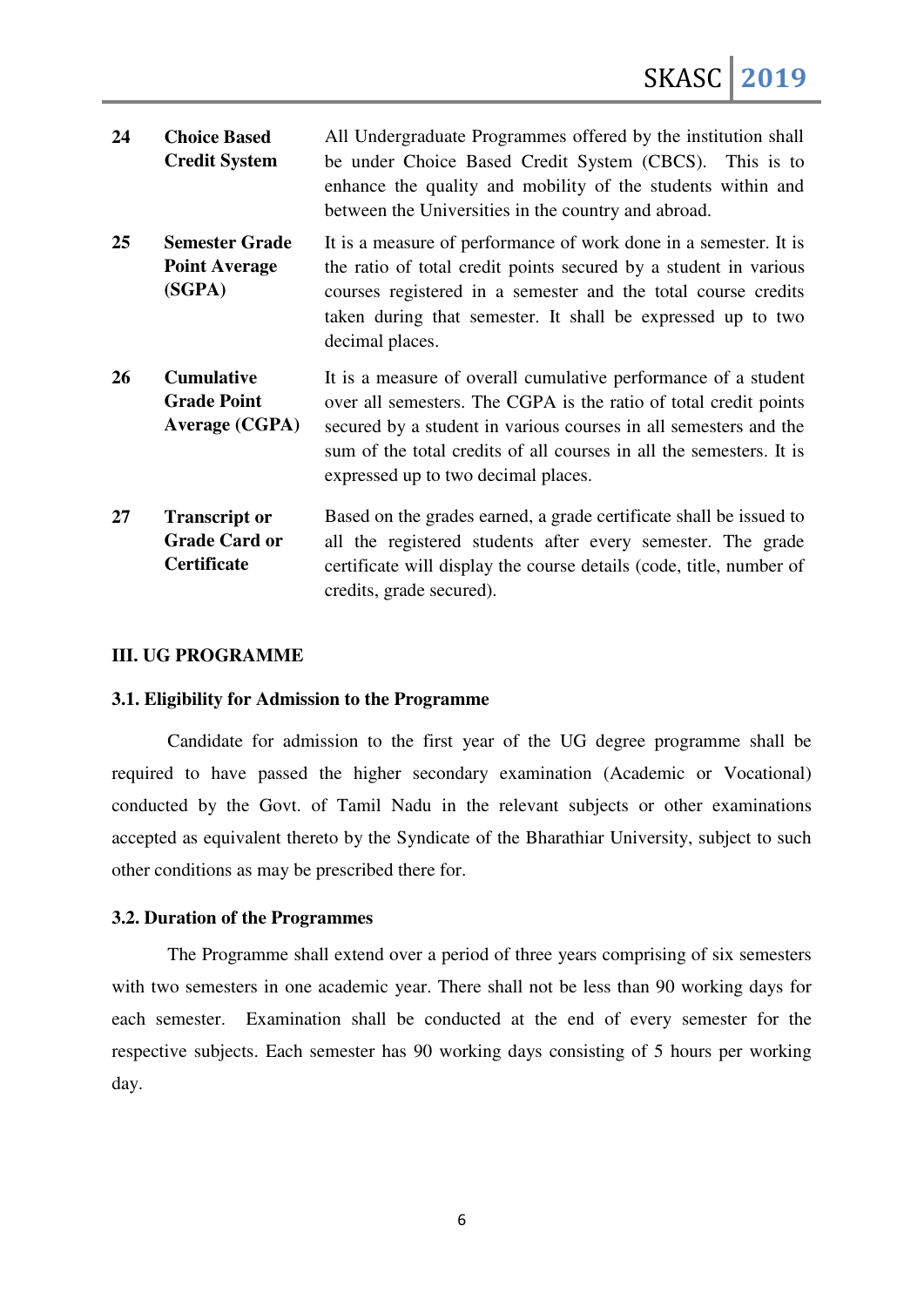| | | |
|---|---|---|
| **24** | **Choice Based Credit System** | All Undergraduate Programmes offered by the institution shall be under Choice Based Credit System (CBCS). This is to enhance the quality and mobility of the students within and between the Universities in the country and abroad. |
| **25** | **Semester Grade Point Average (SGPA)** | It is a measure of performance of work done in a semester. It is the ratio of total credit points secured by a student in various courses registered in a semester and the total course credits taken during that semester. It shall be expressed up to two decimal places. |
| **26** | **Cumulative Grade Point Average (CGPA)** | It is a measure of overall cumulative performance of a student over all semesters. The CGPA is the ratio of total credit points secured by a student in various courses in all semesters and the sum of the total credits of all courses in all the semesters. It is expressed up to two decimal places. |
| **27** | **Transcript or Grade Card or Certificate** | Based on the grades earned, a grade certificate shall be issued to all the registered students after every semester. The grade certificate will display the course details (code, title, number of credits, grade secured). |

## III. UG PROGRAMME

### 3.1. Eligibility for Admission to the Programme

Candidate for admission to the first year of the UG degree programme shall be required to have passed the higher secondary examination (Academic or Vocational) conducted by the Govt. of Tamil Nadu in the relevant subjects or other examinations accepted as equivalent thereto by the Syndicate of the Bharathiar University, subject to such other conditions as may be prescribed there for.

### 3.2. Duration of the Programmes

The Programme shall extend over a period of three years comprising of six semesters with two semesters in one academic year. There shall not be less than 90 working days for each semester. Examination shall be conducted at the end of every semester for the respective subjects. Each semester has 90 working days consisting of 5 hours per working day.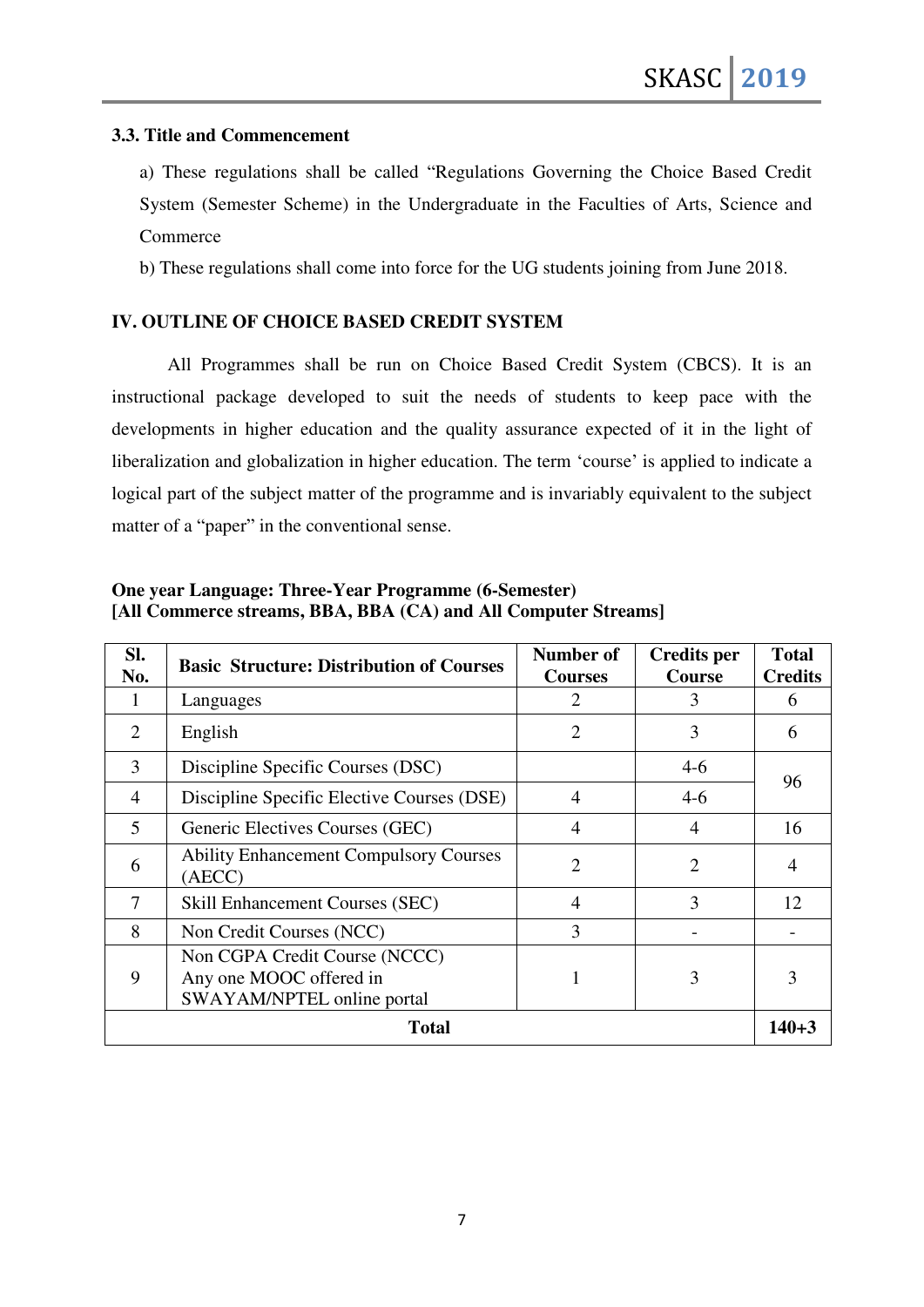### 3.3. Title and Commencement

a) These regulations shall be called "Regulations Governing the Choice Based Credit System (Semester Scheme) in the Undergraduate in the Faculties of Arts, Science and Commerce

b) These regulations shall come into force for the UG students joining from June 2018.

## IV. OUTLINE OF CHOICE BASED CREDIT SYSTEM

All Programmes shall be run on Choice Based Credit System (CBCS). It is an instructional package developed to suit the needs of students to keep pace with the developments in higher education and the quality assurance expected of it in the light of liberalization and globalization in higher education. The term 'course' is applied to indicate a logical part of the subject matter of the programme and is invariably equivalent to the subject matter of a "paper" in the conventional sense.

**One year Language: Three-Year Programme (6-Semester)**
**[All Commerce streams, BBA, BBA (CA) and All Computer Streams]**

| Sl. No. | Basic Structure: Distribution of Courses | Number of Courses | Credits per Course | Total Credits |
|---|---|---|---|---|
| 1 | Languages | 2 | 3 | 6 |
| 2 | English | 2 | 3 | 6 |
| 3 | Discipline Specific Courses (DSC) | | 4-6 | 96 |
| 4 | Discipline Specific Elective Courses (DSE) | 4 | 4-6 | |
| 5 | Generic Electives Courses (GEC) | 4 | 4 | 16 |
| 6 | Ability Enhancement Compulsory Courses (AECC) | 2 | 2 | 4 |
| 7 | Skill Enhancement Courses (SEC) | 4 | 3 | 12 |
| 8 | Non Credit Courses (NCC) | 3 | - | - |
| 9 | Non CGPA Credit Course (NCCC) Any one MOOC offered in SWAYAM/NPTEL online portal | 1 | 3 | 3 |
| **Total** | | | | **140+3** |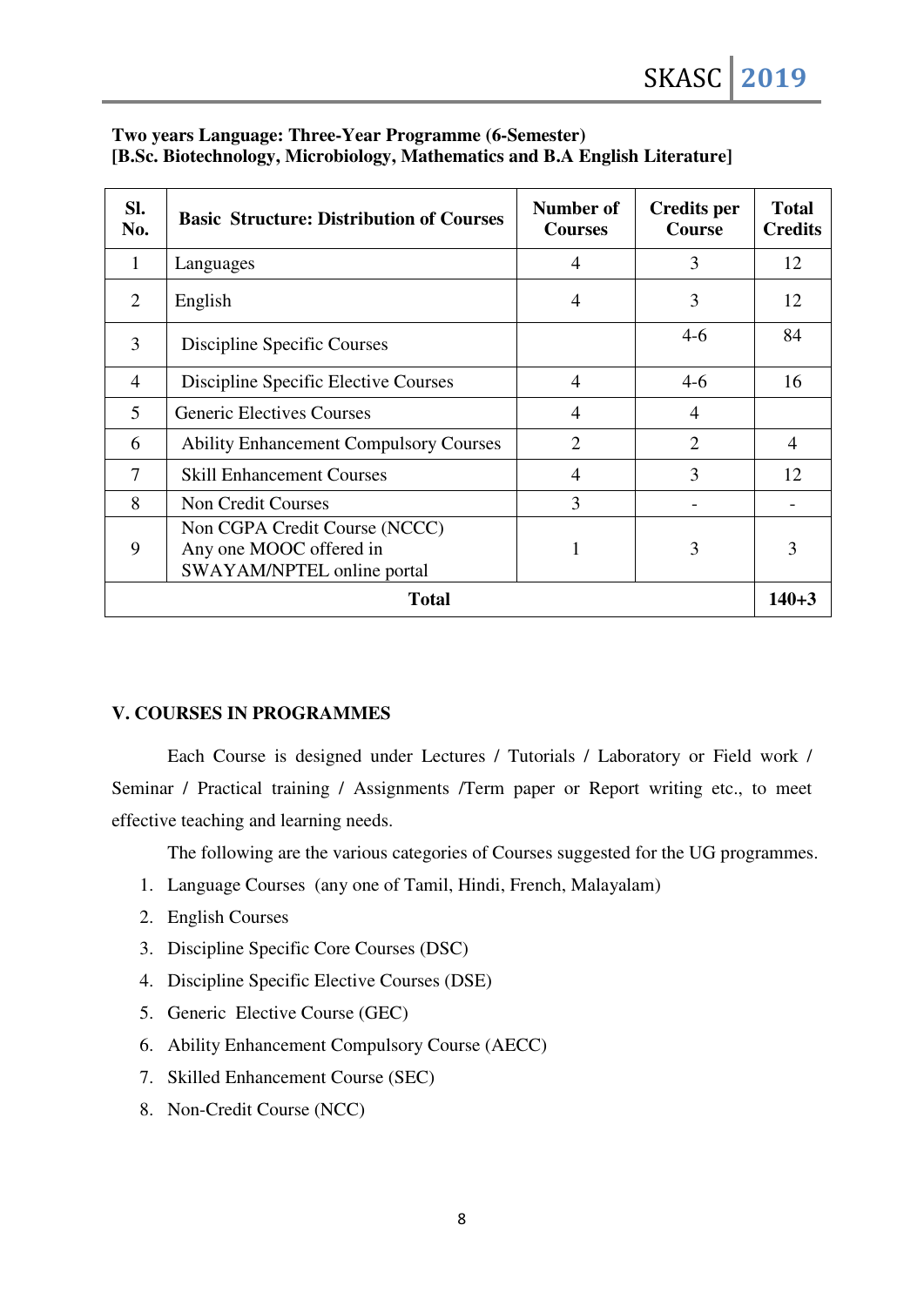**Two years Language: Three-Year Programme (6-Semester)**
**[B.Sc. Biotechnology, Microbiology, Mathematics and B.A English Literature]**

| Sl. No. | Basic Structure: Distribution of Courses | Number of Courses | Credits per Course | Total Credits |
|---|---|---|---|---|
| 1 | Languages | 4 | 3 | 12 |
| 2 | English | 4 | 3 | 12 |
| 3 | Discipline Specific Courses | | 4-6 | 84 |
| 4 | Discipline Specific Elective Courses | 4 | 4-6 | 16 |
| 5 | Generic Electives Courses | 4 | 4 | |
| 6 | Ability Enhancement Compulsory Courses | 2 | 2 | 4 |
| 7 | Skill Enhancement Courses | 4 | 3 | 12 |
| 8 | Non Credit Courses | 3 | - | - |
| 9 | Non CGPA Credit Course (NCCC) Any one MOOC offered in SWAYAM/NPTEL online portal | 1 | 3 | 3 |
| **Total** | | | | **140+3** |

## V. COURSES IN PROGRAMMES

Each Course is designed under Lectures / Tutorials / Laboratory or Field work / Seminar / Practical training / Assignments /Term paper or Report writing etc., to meet effective teaching and learning needs.

The following are the various categories of Courses suggested for the UG programmes.

1. Language Courses (any one of Tamil, Hindi, French, Malayalam)
2. English Courses
3. Discipline Specific Core Courses (DSC)
4. Discipline Specific Elective Courses (DSE)
5. Generic Elective Course (GEC)
6. Ability Enhancement Compulsory Course (AECC)
7. Skilled Enhancement Course (SEC)
8. Non-Credit Course (NCC)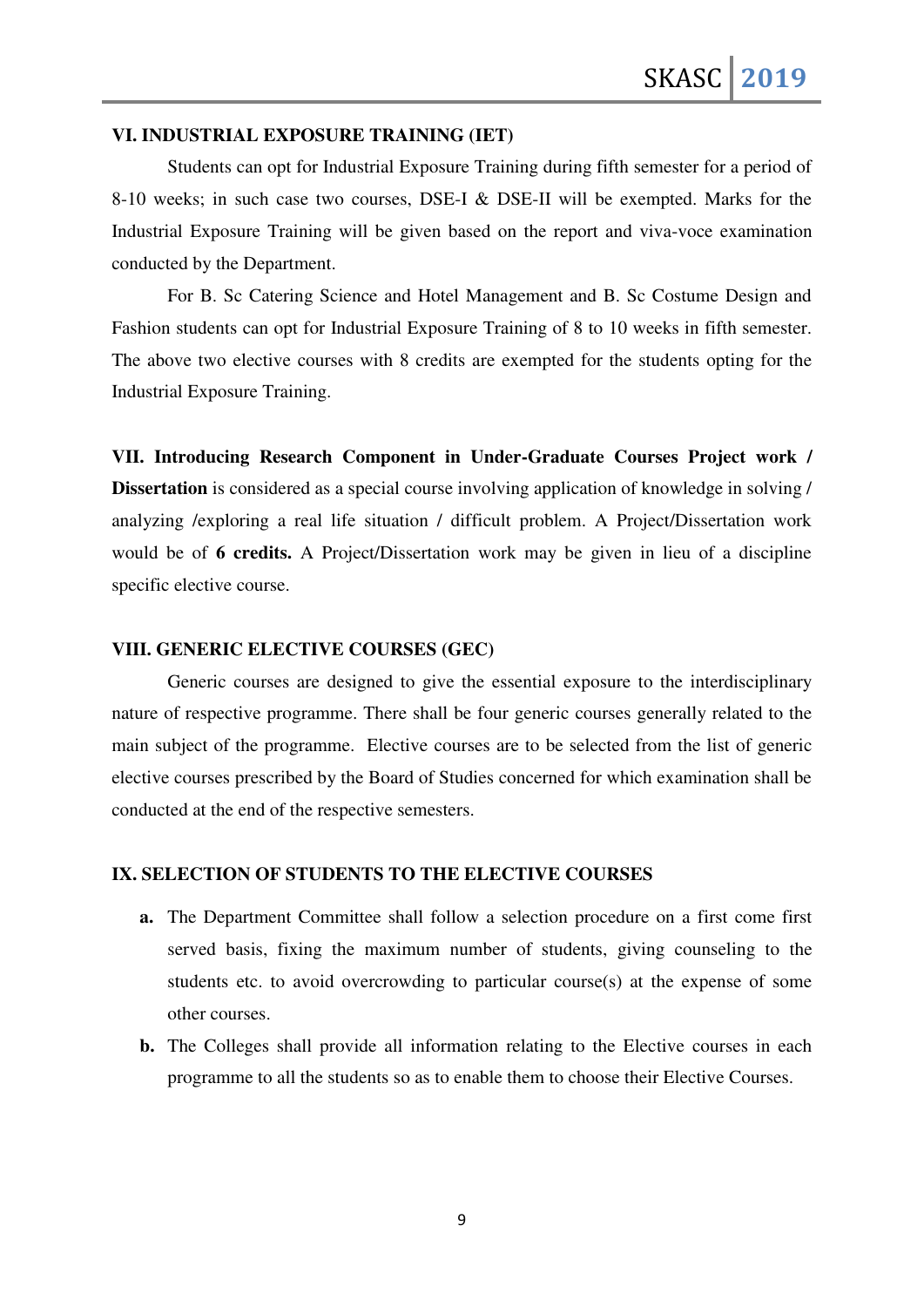## VI. INDUSTRIAL EXPOSURE TRAINING (IET)

Students can opt for Industrial Exposure Training during fifth semester for a period of 8-10 weeks; in such case two courses, DSE-I & DSE-II will be exempted. Marks for the Industrial Exposure Training will be given based on the report and viva-voce examination conducted by the Department.

For B. Sc Catering Science and Hotel Management and B. Sc Costume Design and Fashion students can opt for Industrial Exposure Training of 8 to 10 weeks in fifth semester. The above two elective courses with 8 credits are exempted for the students opting for the Industrial Exposure Training.

**VII. Introducing Research Component in Under-Graduate Courses Project work / Dissertation** is considered as a special course involving application of knowledge in solving / analyzing /exploring a real life situation / difficult problem. A Project/Dissertation work would be of **6 credits.** A Project/Dissertation work may be given in lieu of a discipline specific elective course.

## VIII. GENERIC ELECTIVE COURSES (GEC)

Generic courses are designed to give the essential exposure to the interdisciplinary nature of respective programme. There shall be four generic courses generally related to the main subject of the programme. Elective courses are to be selected from the list of generic elective courses prescribed by the Board of Studies concerned for which examination shall be conducted at the end of the respective semesters.

## IX. SELECTION OF STUDENTS TO THE ELECTIVE COURSES

**a.** The Department Committee shall follow a selection procedure on a first come first served basis, fixing the maximum number of students, giving counseling to the students etc. to avoid overcrowding to particular course(s) at the expense of some other courses.

**b.** The Colleges shall provide all information relating to the Elective courses in each programme to all the students so as to enable them to choose their Elective Courses.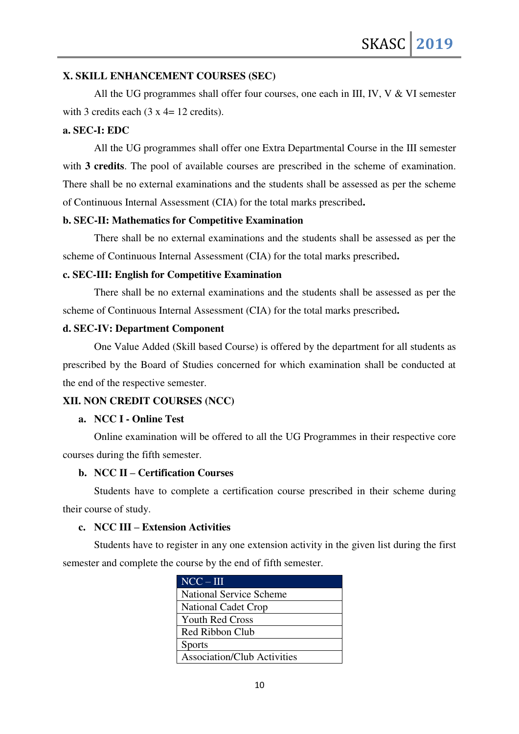### X. SKILL ENHANCEMENT COURSES (SEC)

All the UG programmes shall offer four courses, one each in III, IV, V & VI semester with 3 credits each (3 x 4= 12 credits).

**a. SEC-I: EDC**

All the UG programmes shall offer one Extra Departmental Course in the III semester with **3 credits**. The pool of available courses are prescribed in the scheme of examination. There shall be no external examinations and the students shall be assessed as per the scheme of Continuous Internal Assessment (CIA) for the total marks prescribed**.**

**b. SEC-II: Mathematics for Competitive Examination**

There shall be no external examinations and the students shall be assessed as per the scheme of Continuous Internal Assessment (CIA) for the total marks prescribed**.**

**c. SEC-III: English for Competitive Examination**

There shall be no external examinations and the students shall be assessed as per the scheme of Continuous Internal Assessment (CIA) for the total marks prescribed**.**

**d. SEC-IV: Department Component**

One Value Added (Skill based Course) is offered by the department for all students as prescribed by the Board of Studies concerned for which examination shall be conducted at the end of the respective semester.

### XII. NON CREDIT COURSES (NCC)

**a. NCC I - Online Test**

Online examination will be offered to all the UG Programmes in their respective core courses during the fifth semester.

**b. NCC II – Certification Courses**

Students have to complete a certification course prescribed in their scheme during their course of study.

**c. NCC III – Extension Activities**

Students have to register in any one extension activity in the given list during the first semester and complete the course by the end of fifth semester.

| NCC – III |
|---|
| National Service Scheme |
| National Cadet Crop |
| Youth Red Cross |
| Red Ribbon Club |
| Sports |
| Association/Club Activities |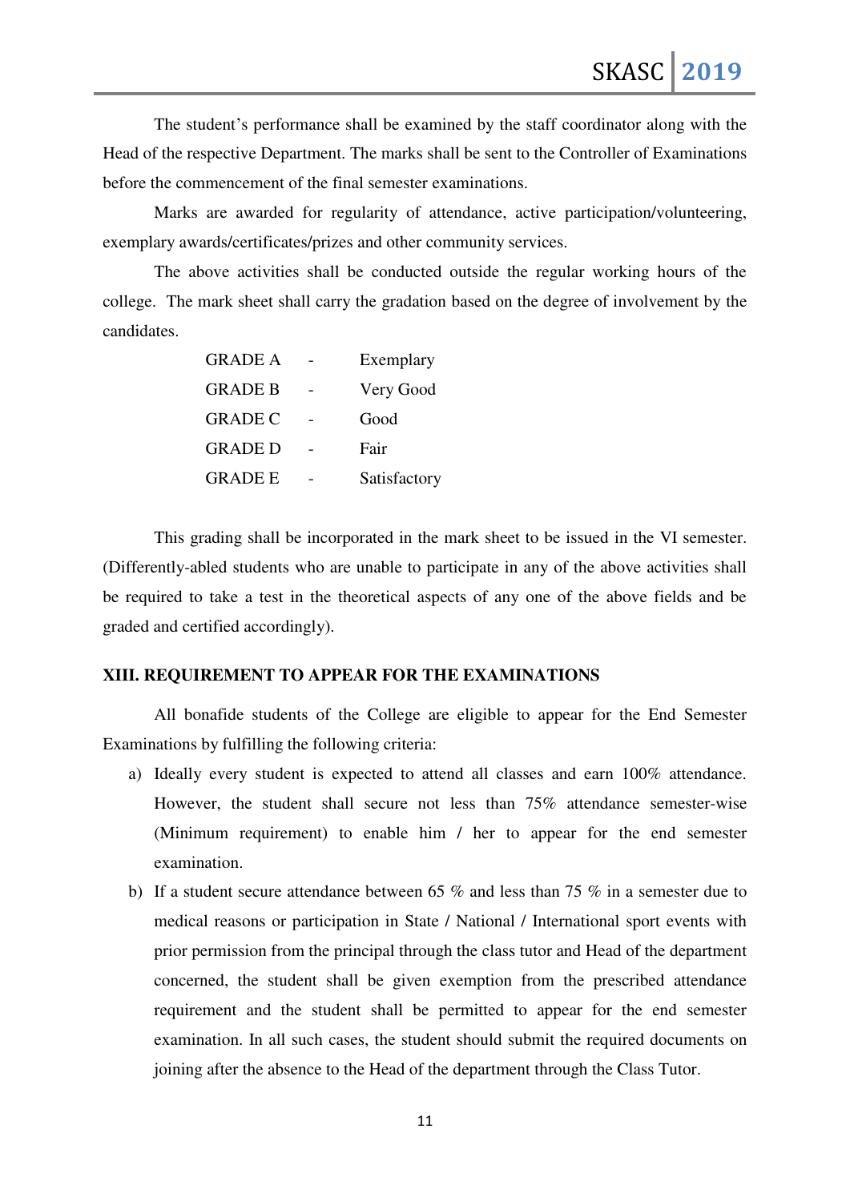The student's performance shall be examined by the staff coordinator along with the Head of the respective Department. The marks shall be sent to the Controller of Examinations before the commencement of the final semester examinations.

Marks are awarded for regularity of attendance, active participation/volunteering, exemplary awards/certificates/prizes and other community services.

The above activities shall be conducted outside the regular working hours of the college. The mark sheet shall carry the gradation based on the degree of involvement by the candidates.

| | | |
|---|---|---|
| GRADE A | - | Exemplary |
| GRADE B | - | Very Good |
| GRADE C | - | Good |
| GRADE D | - | Fair |
| GRADE E | - | Satisfactory |

This grading shall be incorporated in the mark sheet to be issued in the VI semester. (Differently-abled students who are unable to participate in any of the above activities shall be required to take a test in the theoretical aspects of any one of the above fields and be graded and certified accordingly).

## XIII. REQUIREMENT TO APPEAR FOR THE EXAMINATIONS

All bonafide students of the College are eligible to appear for the End Semester Examinations by fulfilling the following criteria:

a) Ideally every student is expected to attend all classes and earn 100% attendance. However, the student shall secure not less than 75% attendance semester-wise (Minimum requirement) to enable him / her to appear for the end semester examination.

b) If a student secure attendance between 65 % and less than 75 % in a semester due to medical reasons or participation in State / National / International sport events with prior permission from the principal through the class tutor and Head of the department concerned, the student shall be given exemption from the prescribed attendance requirement and the student shall be permitted to appear for the end semester examination. In all such cases, the student should submit the required documents on joining after the absence to the Head of the department through the Class Tutor.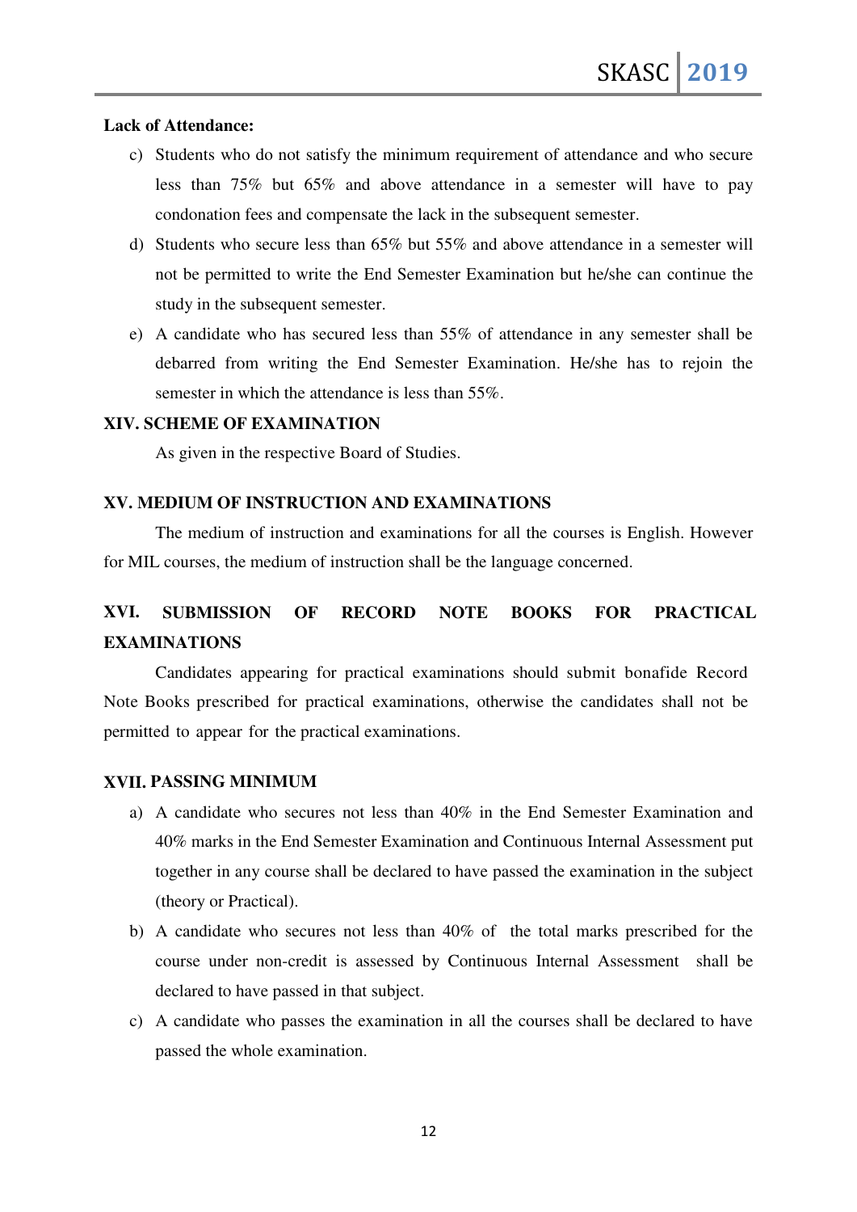**Lack of Attendance:**

c) Students who do not satisfy the minimum requirement of attendance and who secure less than 75% but 65% and above attendance in a semester will have to pay condonation fees and compensate the lack in the subsequent semester.

d) Students who secure less than 65% but 55% and above attendance in a semester will not be permitted to write the End Semester Examination but he/she can continue the study in the subsequent semester.

e) A candidate who has secured less than 55% of attendance in any semester shall be debarred from writing the End Semester Examination. He/she has to rejoin the semester in which the attendance is less than 55%.

## XIV. SCHEME OF EXAMINATION

As given in the respective Board of Studies.

## XV. MEDIUM OF INSTRUCTION AND EXAMINATIONS

The medium of instruction and examinations for all the courses is English. However for MIL courses, the medium of instruction shall be the language concerned.

## XVI. SUBMISSION OF RECORD NOTE BOOKS FOR PRACTICAL EXAMINATIONS

Candidates appearing for practical examinations should submit bonafide Record Note Books prescribed for practical examinations, otherwise the candidates shall not be permitted to appear for the practical examinations.

## XVII. PASSING MINIMUM

a) A candidate who secures not less than 40% in the End Semester Examination and 40% marks in the End Semester Examination and Continuous Internal Assessment put together in any course shall be declared to have passed the examination in the subject (theory or Practical).

b) A candidate who secures not less than 40% of the total marks prescribed for the course under non-credit is assessed by Continuous Internal Assessment shall be declared to have passed in that subject.

c) A candidate who passes the examination in all the courses shall be declared to have passed the whole examination.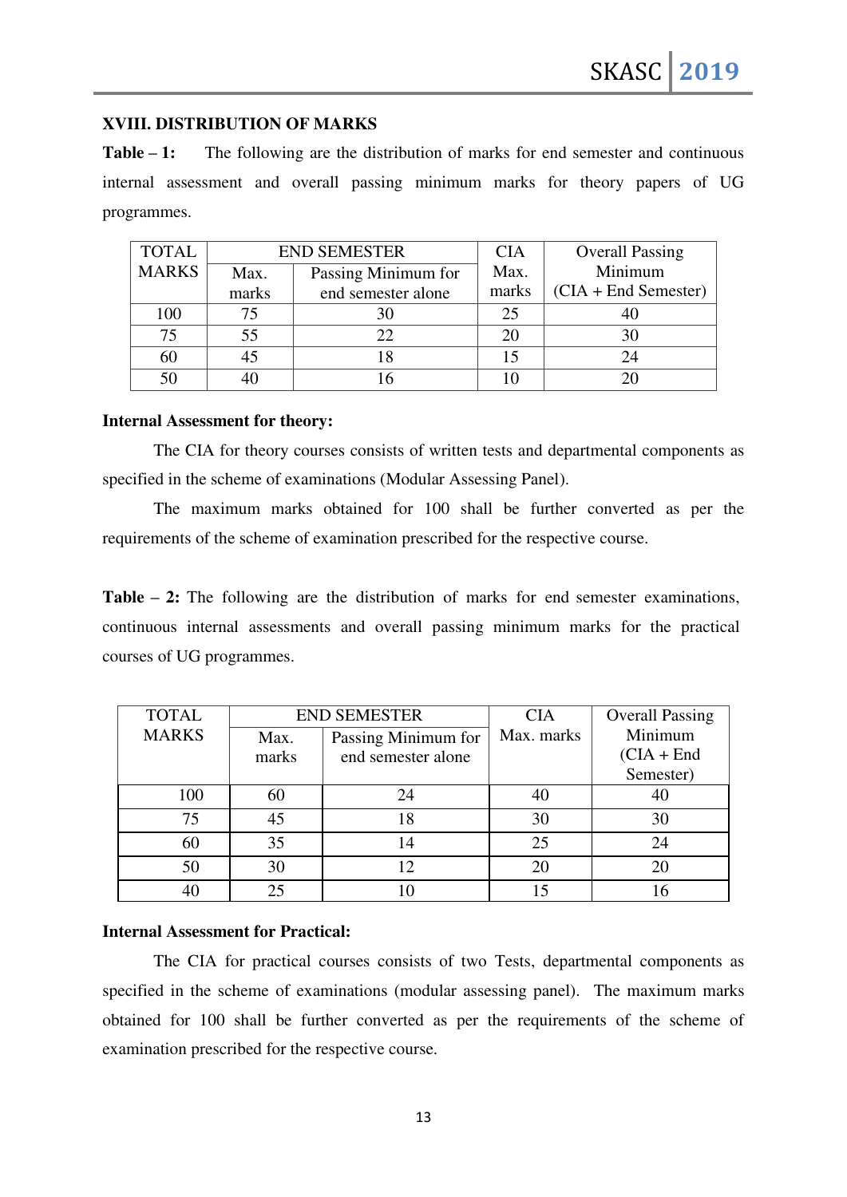### XVIII. DISTRIBUTION OF MARKS

**Table – 1:** The following are the distribution of marks for end semester and continuous internal assessment and overall passing minimum marks for theory papers of UG programmes.

| TOTAL MARKS | END SEMESTER | | CIA Max. marks | Overall Passing Minimum (CIA + End Semester) |
|---|---|---|---|---|
| | Max. marks | Passing Minimum for end semester alone | | |
| 100 | 75 | 30 | 25 | 40 |
| 75 | 55 | 22 | 20 | 30 |
| 60 | 45 | 18 | 15 | 24 |
| 50 | 40 | 16 | 10 | 20 |

**Internal Assessment for theory:**

The CIA for theory courses consists of written tests and departmental components as specified in the scheme of examinations (Modular Assessing Panel).

The maximum marks obtained for 100 shall be further converted as per the requirements of the scheme of examination prescribed for the respective course.

**Table – 2:** The following are the distribution of marks for end semester examinations, continuous internal assessments and overall passing minimum marks for the practical courses of UG programmes.

| TOTAL MARKS | END SEMESTER | | CIA Max. marks | Overall Passing Minimum (CIA + End Semester) |
|---|---|---|---|---|
| | Max. marks | Passing Minimum for end semester alone | | |
| 100 | 60 | 24 | 40 | 40 |
| 75 | 45 | 18 | 30 | 30 |
| 60 | 35 | 14 | 25 | 24 |
| 50 | 30 | 12 | 20 | 20 |
| 40 | 25 | 10 | 15 | 16 |

**Internal Assessment for Practical:**

The CIA for practical courses consists of two Tests, departmental components as specified in the scheme of examinations (modular assessing panel). The maximum marks obtained for 100 shall be further converted as per the requirements of the scheme of examination prescribed for the respective course.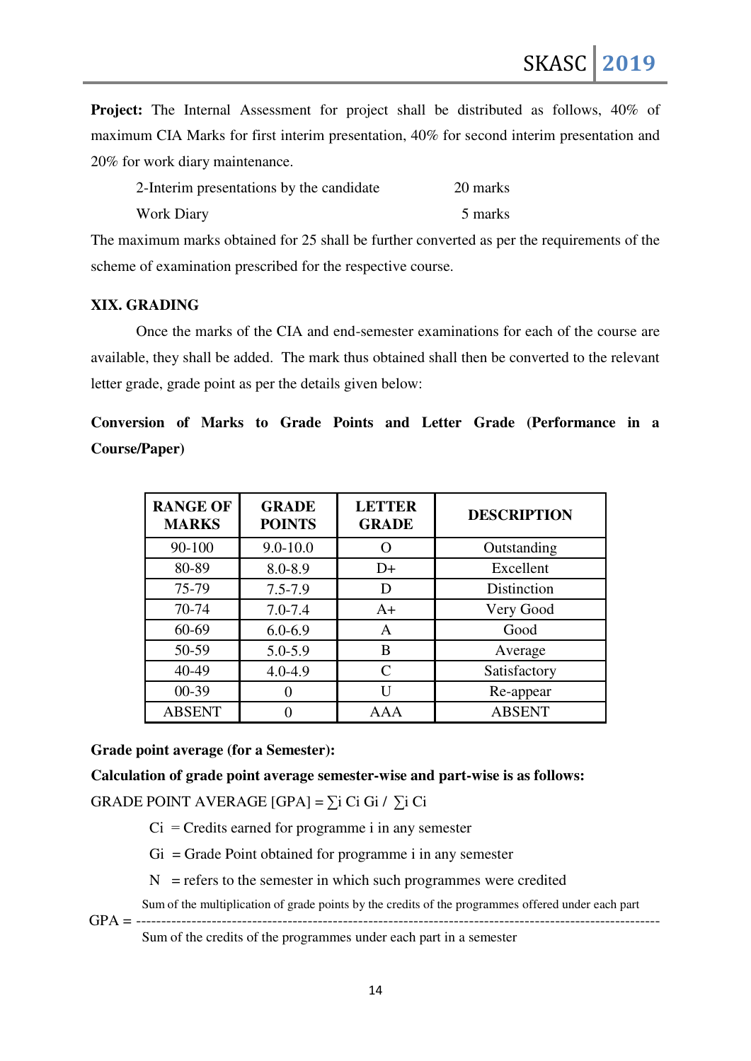**Project:** The Internal Assessment for project shall be distributed as follows, 40% of maximum CIA Marks for first interim presentation, 40% for second interim presentation and 20% for work diary maintenance.

| | |
|---|---|
| 2-Interim presentations by the candidate | 20 marks |
| Work Diary | 5 marks |

The maximum marks obtained for 25 shall be further converted as per the requirements of the scheme of examination prescribed for the respective course.

## XIX. GRADING

Once the marks of the CIA and end-semester examinations for each of the course are available, they shall be added. The mark thus obtained shall then be converted to the relevant letter grade, grade point as per the details given below:

**Conversion of Marks to Grade Points and Letter Grade (Performance in a Course/Paper)**

| RANGE OF MARKS | GRADE POINTS | LETTER GRADE | DESCRIPTION |
|---|---|---|---|
| 90-100 | 9.0-10.0 | O | Outstanding |
| 80-89 | 8.0-8.9 | D+ | Excellent |
| 75-79 | 7.5-7.9 | D | Distinction |
| 70-74 | 7.0-7.4 | A+ | Very Good |
| 60-69 | 6.0-6.9 | A | Good |
| 50-59 | 5.0-5.9 | B | Average |
| 40-49 | 4.0-4.9 | C | Satisfactory |
| 00-39 | 0 | U | Re-appear |
| ABSENT | 0 | AAA | ABSENT |

**Grade point average (for a Semester):**

**Calculation of grade point average semester-wise and part-wise is as follows:**

GRADE POINT AVERAGE [GPA] = $\sum_i C_i G_i / \sum_i C_i$

$C_i$ = Credits earned for programme i in any semester

$G_i$ = Grade Point obtained for programme i in any semester

$N$ = refers to the semester in which such programmes were credited

$$\text{GPA} = \frac{\text{Sum of the multiplication of grade points by the credits of the programmes offered under each part}}{\text{Sum of the credits of the programmes under each part in a semester}}$$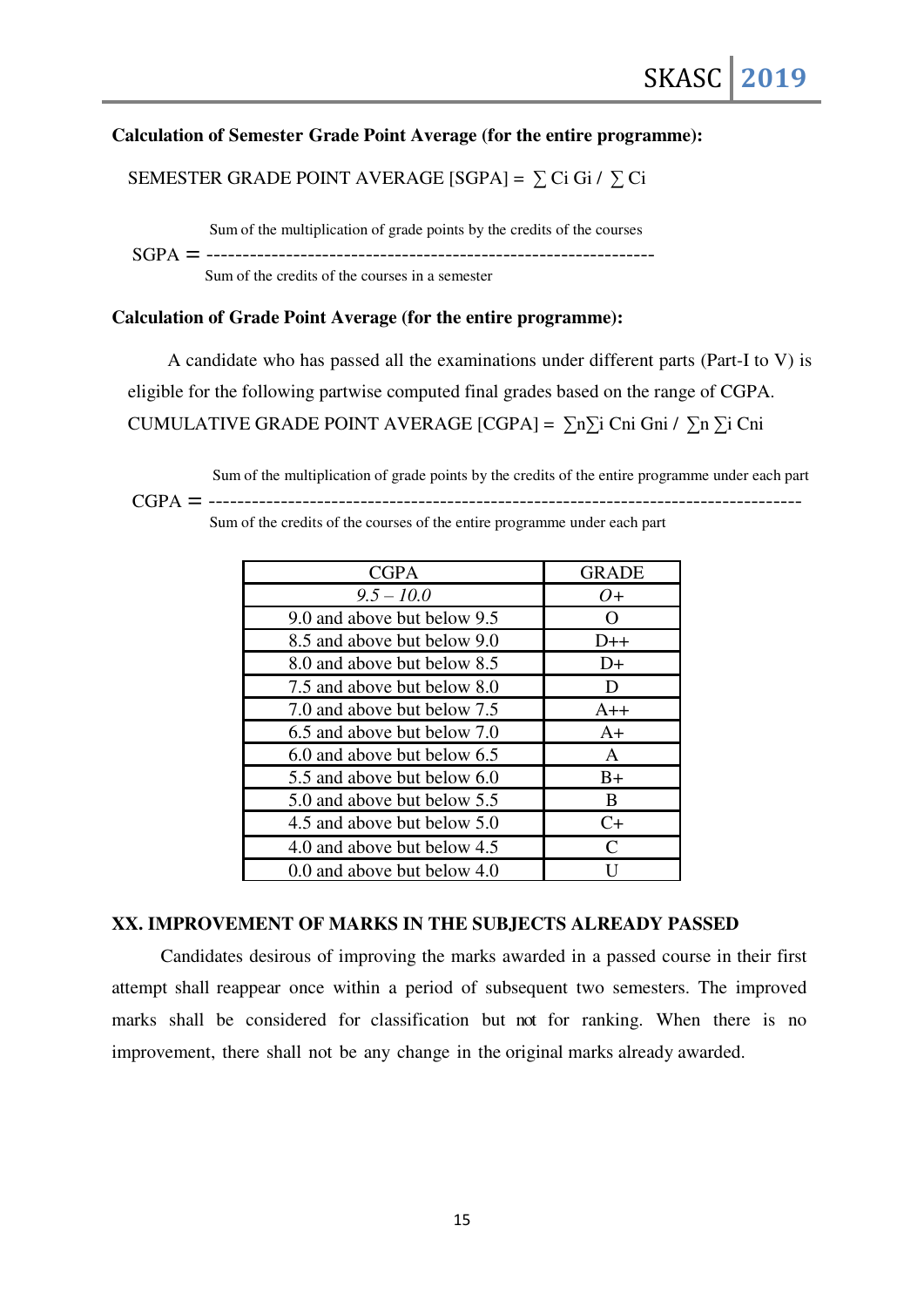**Calculation of Semester Grade Point Average (for the entire programme):**

SEMESTER GRADE POINT AVERAGE [SGPA] = $\sum Ci\ Gi / \sum Ci$

$$\text{SGPA} = \frac{\text{Sum of the multiplication of grade points by the credits of the courses}}{\text{Sum of the credits of the courses in a semester}}$$

**Calculation of Grade Point Average (for the entire programme):**

A candidate who has passed all the examinations under different parts (Part-I to V) is eligible for the following partwise computed final grades based on the range of CGPA.

CUMULATIVE GRADE POINT AVERAGE [CGPA] = $\sum n \sum i\ Cni\ Gni / \sum n \sum i\ Cni$

$$\text{CGPA} = \frac{\text{Sum of the multiplication of grade points by the credits of the entire programme under each part}}{\text{Sum of the credits of the courses of the entire programme under each part}}$$

| CGPA | GRADE |
|---|---|
| *9.5 – 10.0* | *O+* |
| 9.0 and above but below 9.5 | O |
| 8.5 and above but below 9.0 | D++ |
| 8.0 and above but below 8.5 | D+ |
| 7.5 and above but below 8.0 | D |
| 7.0 and above but below 7.5 | A++ |
| 6.5 and above but below 7.0 | A+ |
| 6.0 and above but below 6.5 | A |
| 5.5 and above but below 6.0 | B+ |
| 5.0 and above but below 5.5 | B |
| 4.5 and above but below 5.0 | C+ |
| 4.0 and above but below 4.5 | C |
| 0.0 and above but below 4.0 | U |

## XX. IMPROVEMENT OF MARKS IN THE SUBJECTS ALREADY PASSED

Candidates desirous of improving the marks awarded in a passed course in their first attempt shall reappear once within a period of subsequent two semesters. The improved marks shall be considered for classification but not for ranking. When there is no improvement, there shall not be any change in the original marks already awarded.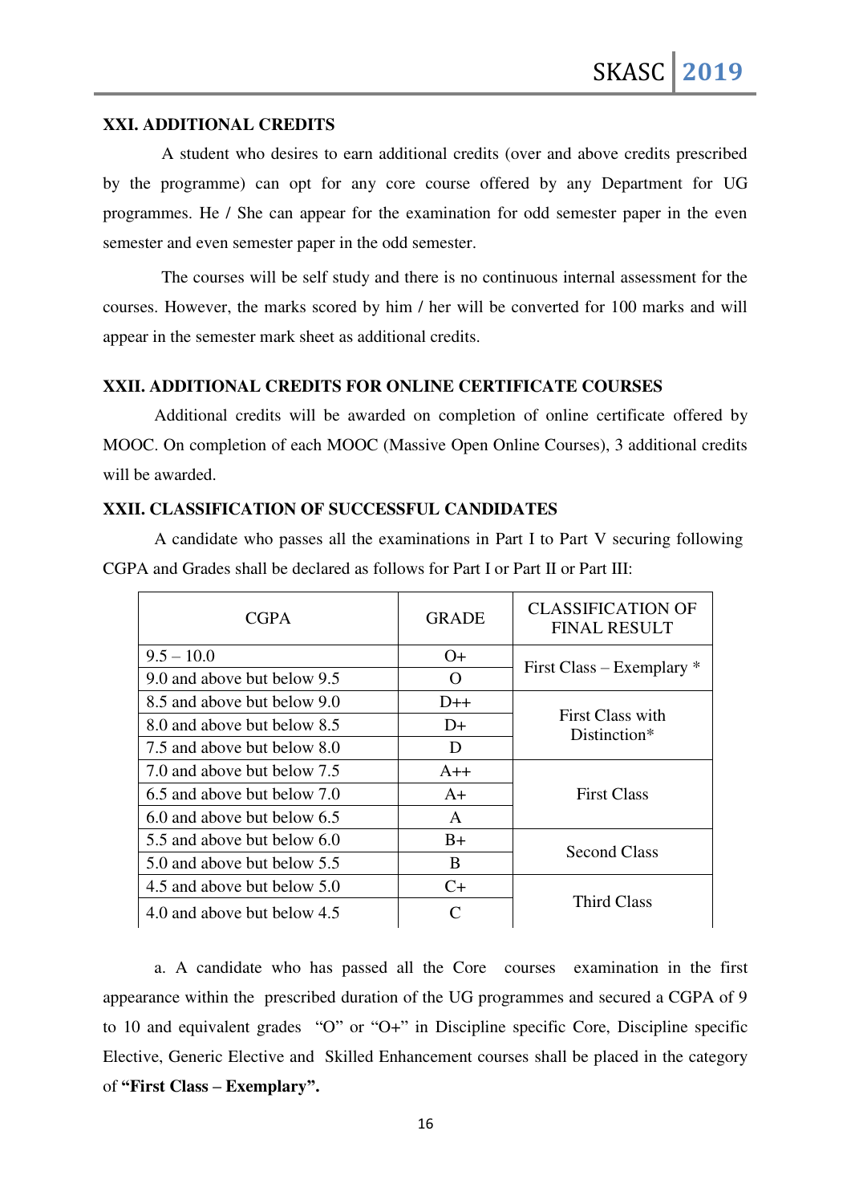## XXI. ADDITIONAL CREDITS

A student who desires to earn additional credits (over and above credits prescribed by the programme) can opt for any core course offered by any Department for UG programmes. He / She can appear for the examination for odd semester paper in the even semester and even semester paper in the odd semester.

The courses will be self study and there is no continuous internal assessment for the courses. However, the marks scored by him / her will be converted for 100 marks and will appear in the semester mark sheet as additional credits.

## XXII. ADDITIONAL CREDITS FOR ONLINE CERTIFICATE COURSES

Additional credits will be awarded on completion of online certificate offered by MOOC. On completion of each MOOC (Massive Open Online Courses), 3 additional credits will be awarded.

## XXII. CLASSIFICATION OF SUCCESSFUL CANDIDATES

A candidate who passes all the examinations in Part I to Part V securing following CGPA and Grades shall be declared as follows for Part I or Part II or Part III:

| CGPA | GRADE | CLASSIFICATION OF FINAL RESULT |
|---|---|---|
| 9.5 – 10.0 | O+ | First Class – Exemplary * |
| 9.0 and above but below 9.5 | O | |
| 8.5 and above but below 9.0 | D++ | First Class with Distinction* |
| 8.0 and above but below 8.5 | D+ | |
| 7.5 and above but below 8.0 | D | |
| 7.0 and above but below 7.5 | A++ | First Class |
| 6.5 and above but below 7.0 | A+ | |
| 6.0 and above but below 6.5 | A | |
| 5.5 and above but below 6.0 | B+ | Second Class |
| 5.0 and above but below 5.5 | B | |
| 4.5 and above but below 5.0 | C+ | Third Class |
| 4.0 and above but below 4.5 | C | |

a. A candidate who has passed all the Core courses examination in the first appearance within the prescribed duration of the UG programmes and secured a CGPA of 9 to 10 and equivalent grades "O" or "O+" in Discipline specific Core, Discipline specific Elective, Generic Elective and Skilled Enhancement courses shall be placed in the category of **"First Class – Exemplary".**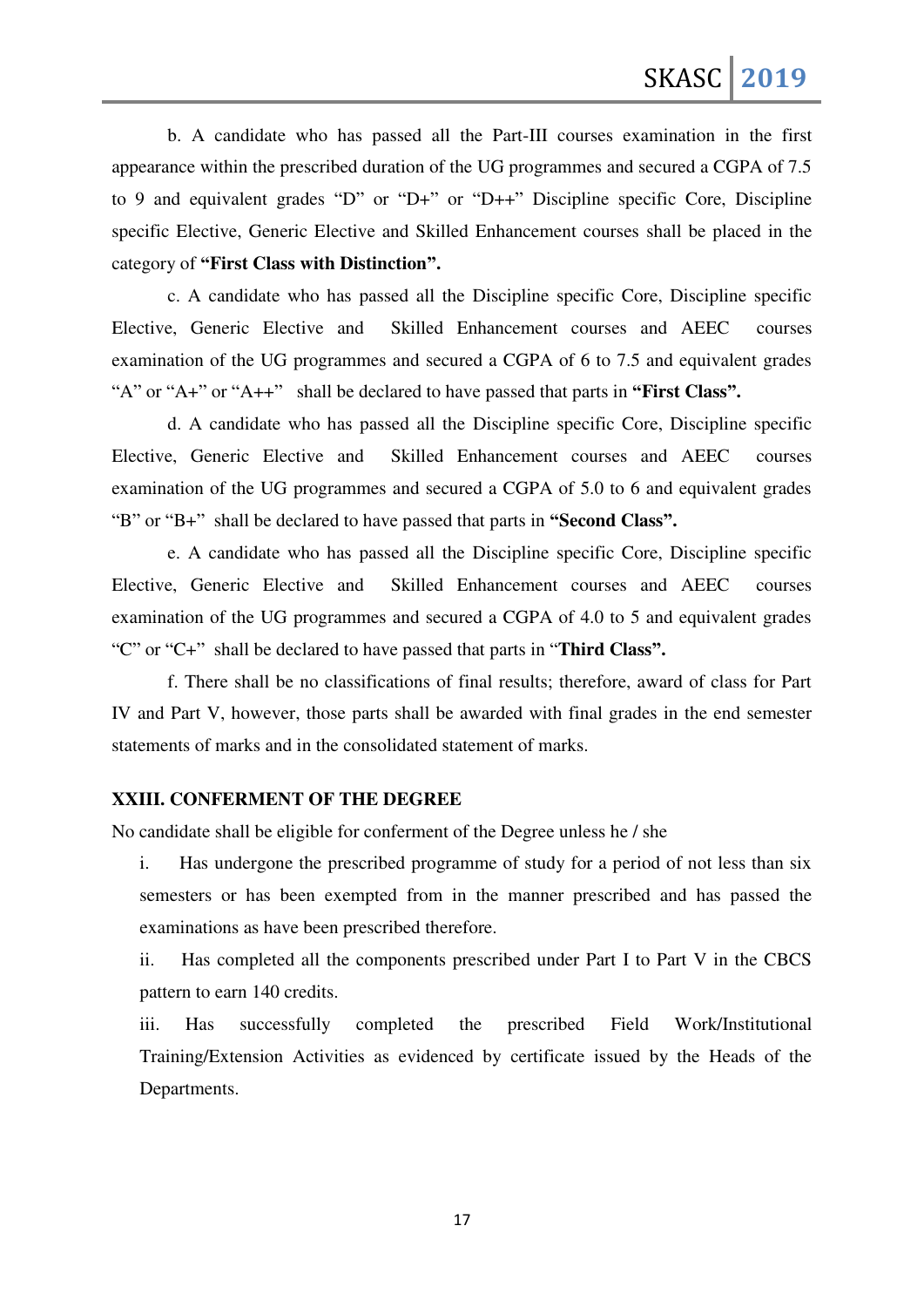b. A candidate who has passed all the Part-III courses examination in the first appearance within the prescribed duration of the UG programmes and secured a CGPA of 7.5 to 9 and equivalent grades “D” or “D+” or “D++” Discipline specific Core, Discipline specific Elective, Generic Elective and Skilled Enhancement courses shall be placed in the category of **“First Class with Distinction”.**

c. A candidate who has passed all the Discipline specific Core, Discipline specific Elective, Generic Elective and Skilled Enhancement courses and AEEC courses examination of the UG programmes and secured a CGPA of 6 to 7.5 and equivalent grades “A” or “A+” or “A++” shall be declared to have passed that parts in **“First Class”.**

d. A candidate who has passed all the Discipline specific Core, Discipline specific Elective, Generic Elective and Skilled Enhancement courses and AEEC courses examination of the UG programmes and secured a CGPA of 5.0 to 6 and equivalent grades “B” or “B+” shall be declared to have passed that parts in **“Second Class”.**

e. A candidate who has passed all the Discipline specific Core, Discipline specific Elective, Generic Elective and Skilled Enhancement courses and AEEC courses examination of the UG programmes and secured a CGPA of 4.0 to 5 and equivalent grades “C” or “C+” shall be declared to have passed that parts in “**Third Class”.**

f. There shall be no classifications of final results; therefore, award of class for Part IV and Part V, however, those parts shall be awarded with final grades in the end semester statements of marks and in the consolidated statement of marks.

### XXIII. CONFERMENT OF THE DEGREE

No candidate shall be eligible for conferment of the Degree unless he / she

i. Has undergone the prescribed programme of study for a period of not less than six semesters or has been exempted from in the manner prescribed and has passed the examinations as have been prescribed therefore.

ii. Has completed all the components prescribed under Part I to Part V in the CBCS pattern to earn 140 credits.

iii. Has successfully completed the prescribed Field Work/Institutional Training/Extension Activities as evidenced by certificate issued by the Heads of the Departments.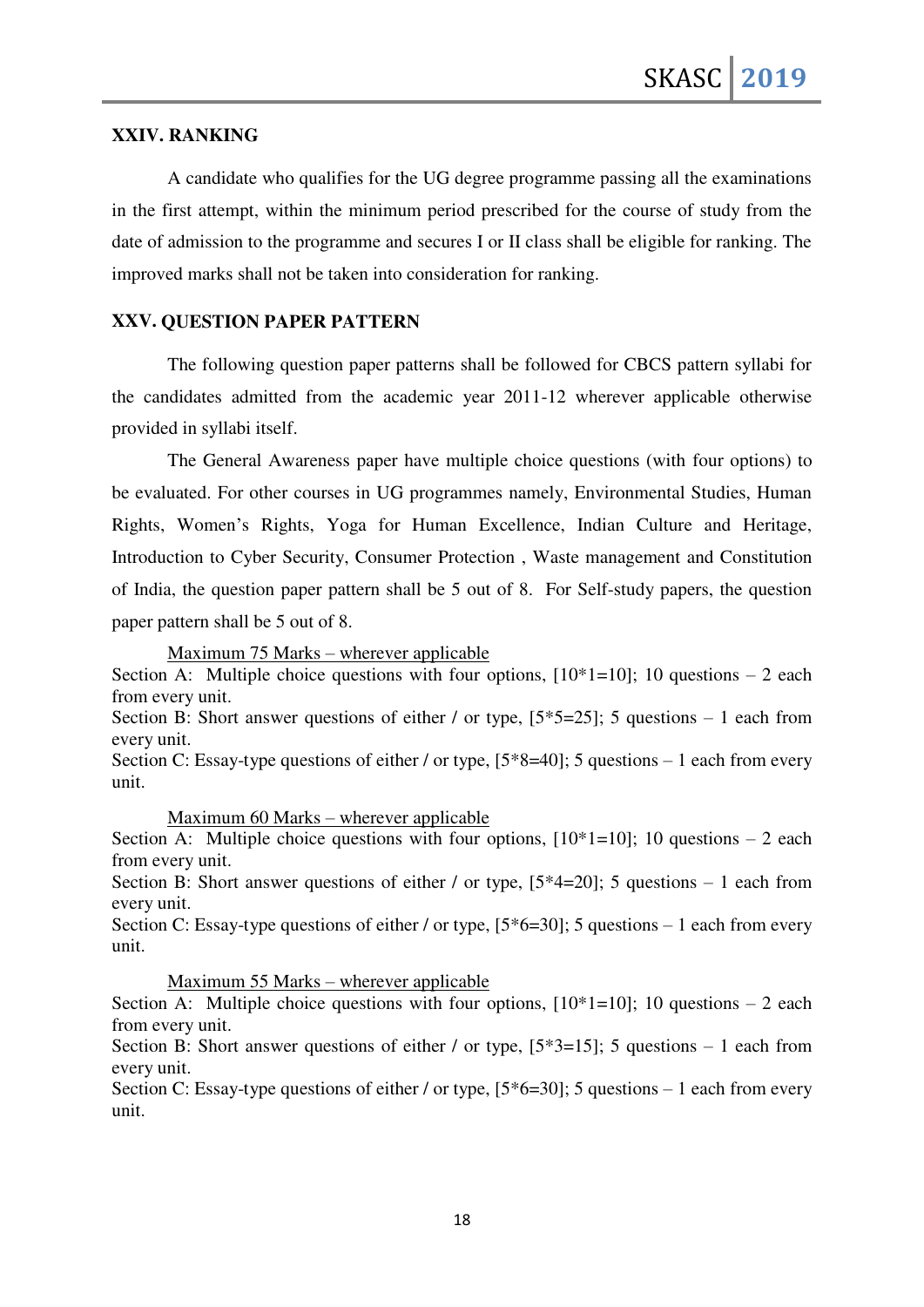## XXIV. RANKING

A candidate who qualifies for the UG degree programme passing all the examinations in the first attempt, within the minimum period prescribed for the course of study from the date of admission to the programme and secures I or II class shall be eligible for ranking. The improved marks shall not be taken into consideration for ranking.

## XXV. QUESTION PAPER PATTERN

The following question paper patterns shall be followed for CBCS pattern syllabi for the candidates admitted from the academic year 2011-12 wherever applicable otherwise provided in syllabi itself.

The General Awareness paper have multiple choice questions (with four options) to be evaluated. For other courses in UG programmes namely, Environmental Studies, Human Rights, Women's Rights, Yoga for Human Excellence, Indian Culture and Heritage, Introduction to Cyber Security, Consumer Protection , Waste management and Constitution of India, the question paper pattern shall be 5 out of 8. For Self-study papers, the question paper pattern shall be 5 out of 8.

<u>Maximum 75 Marks – wherever applicable</u>

Section A: Multiple choice questions with four options, [10*1=10]; 10 questions – 2 each from every unit.

Section B: Short answer questions of either / or type, [5*5=25]; 5 questions – 1 each from every unit.

Section C: Essay-type questions of either / or type, [5*8=40]; 5 questions – 1 each from every unit.

<u>Maximum 60 Marks – wherever applicable</u>

Section A: Multiple choice questions with four options, [10*1=10]; 10 questions – 2 each from every unit.

Section B: Short answer questions of either / or type, [5*4=20]; 5 questions – 1 each from every unit.

Section C: Essay-type questions of either / or type, [5*6=30]; 5 questions – 1 each from every unit.

<u>Maximum 55 Marks – wherever applicable</u>

Section A: Multiple choice questions with four options, [10*1=10]; 10 questions – 2 each from every unit.

Section B: Short answer questions of either / or type, [5*3=15]; 5 questions – 1 each from every unit.

Section C: Essay-type questions of either / or type, [5*6=30]; 5 questions – 1 each from every unit.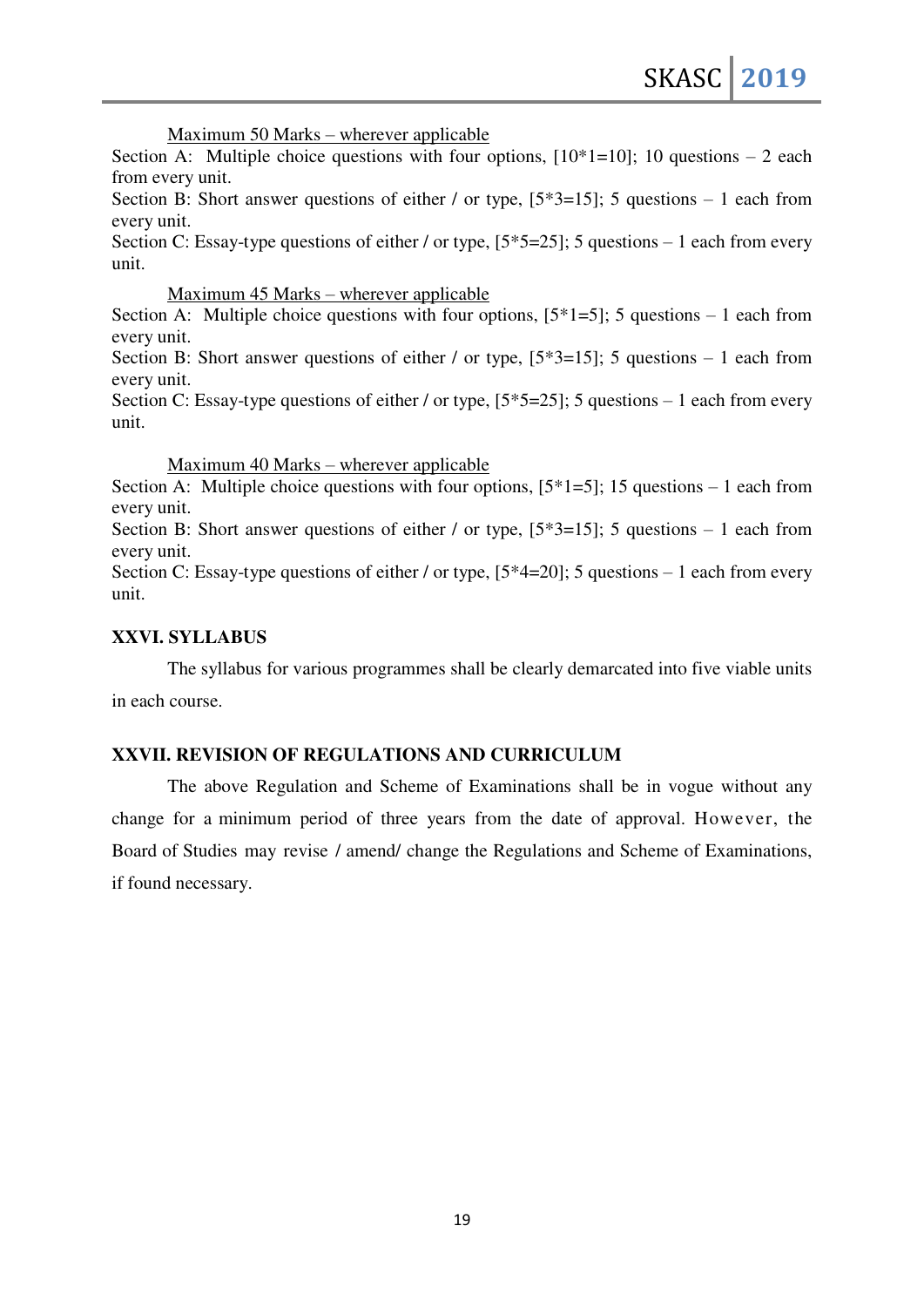Maximum 50 Marks – wherever applicable

Section A: Multiple choice questions with four options, [10*1=10]; 10 questions – 2 each from every unit.

Section B: Short answer questions of either / or type, [5*3=15]; 5 questions – 1 each from every unit.

Section C: Essay-type questions of either / or type, [5*5=25]; 5 questions – 1 each from every unit.

Maximum 45 Marks – wherever applicable

Section A: Multiple choice questions with four options, [5*1=5]; 5 questions – 1 each from every unit.

Section B: Short answer questions of either / or type, [5*3=15]; 5 questions – 1 each from every unit.

Section C: Essay-type questions of either / or type, [5*5=25]; 5 questions – 1 each from every unit.

Maximum 40 Marks – wherever applicable

Section A: Multiple choice questions with four options, [5*1=5]; 15 questions – 1 each from every unit.

Section B: Short answer questions of either / or type, [5*3=15]; 5 questions – 1 each from every unit.

Section C: Essay-type questions of either / or type, [5*4=20]; 5 questions – 1 each from every unit.

## XXVI. SYLLABUS

The syllabus for various programmes shall be clearly demarcated into five viable units in each course.

## XXVII. REVISION OF REGULATIONS AND CURRICULUM

The above Regulation and Scheme of Examinations shall be in vogue without any change for a minimum period of three years from the date of approval. However, the Board of Studies may revise / amend/ change the Regulations and Scheme of Examinations, if found necessary.